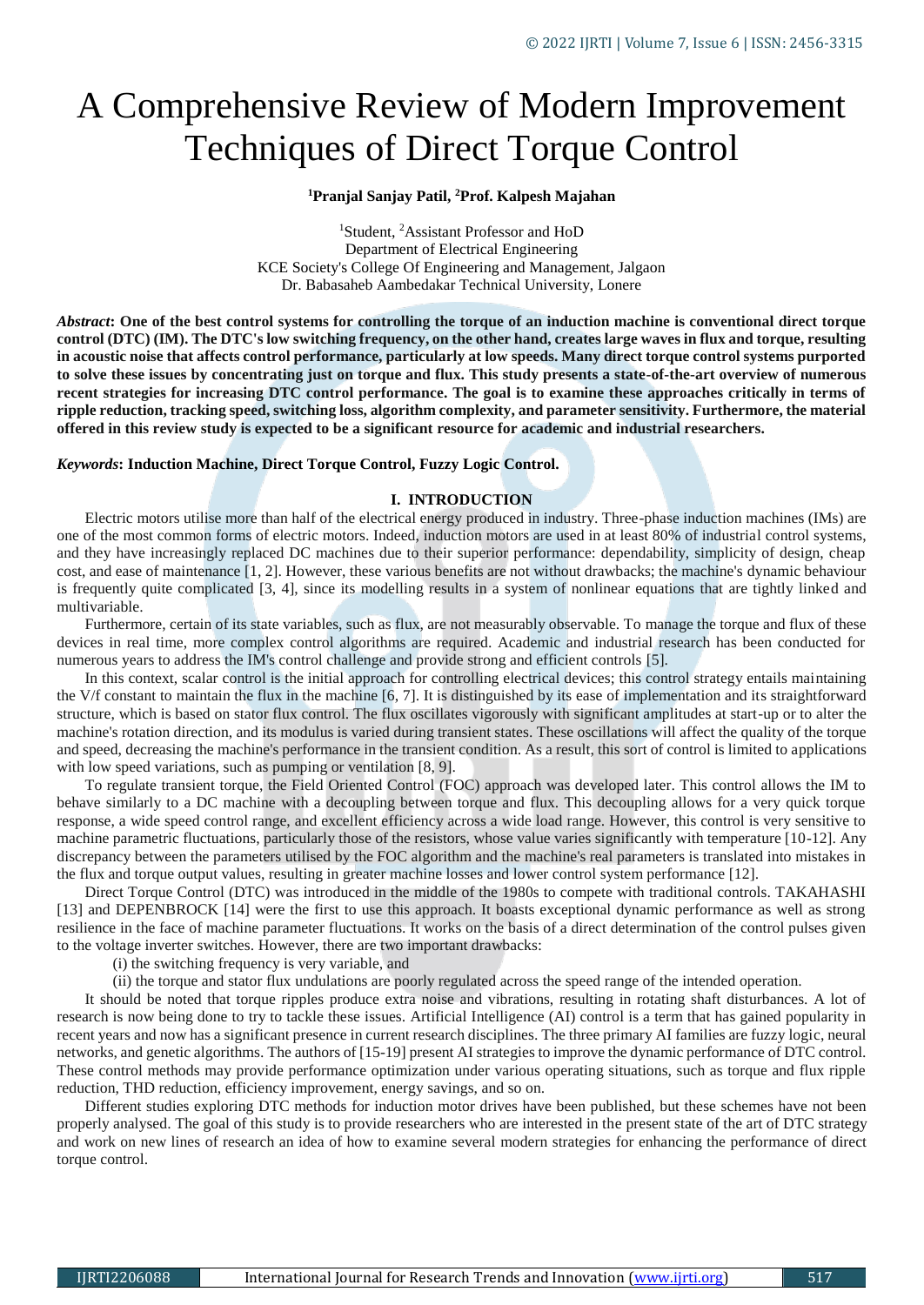# A Comprehensive Review of Modern Improvement Techniques of Direct Torque Control

**[1]Pranjal Sanjay Patil, [2]Prof. Kalpesh Majahan**

[1]Student, [2]Assistant Professor and HoD
Department of Electrical Engineering
KCE Society's College Of Engineering and Management, Jalgaon
Dr. Babasaheb Aambedakar Technical University, Lonere

***Abstract*: One of the best control systems for controlling the torque of an induction machine is conventional direct torque control (DTC) (IM). The DTC's low switching frequency, on the other hand, creates large waves in flux and torque, resulting in acoustic noise that affects control performance, particularly at low speeds. Many direct torque control systems purported to solve these issues by concentrating just on torque and flux. This study presents a state-of-the-art overview of numerous recent strategies for increasing DTC control performance. The goal is to examine these approaches critically in terms of ripple reduction, tracking speed, switching loss, algorithm complexity, and parameter sensitivity. Furthermore, the material offered in this review study is expected to be a significant resource for academic and industrial researchers.**

***Keywords*: Induction Machine, Direct Torque Control, Fuzzy Logic Control.**

## I. INTRODUCTION

Electric motors utilise more than half of the electrical energy produced in industry. Three-phase induction machines (IMs) are one of the most common forms of electric motors. Indeed, induction motors are used in at least 80% of industrial control systems, and they have increasingly replaced DC machines due to their superior performance: dependability, simplicity of design, cheap cost, and ease of maintenance [1, 2]. However, these various benefits are not without drawbacks; the machine's dynamic behaviour is frequently quite complicated [3, 4], since its modelling results in a system of nonlinear equations that are tightly linked and multivariable.

Furthermore, certain of its state variables, such as flux, are not measurably observable. To manage the torque and flux of these devices in real time, more complex control algorithms are required. Academic and industrial research has been conducted for numerous years to address the IM's control challenge and provide strong and efficient controls [5].

In this context, scalar control is the initial approach for controlling electrical devices; this control strategy entails maintaining the V/f constant to maintain the flux in the machine [6, 7]. It is distinguished by its ease of implementation and its straightforward structure, which is based on stator flux control. The flux oscillates vigorously with significant amplitudes at start-up or to alter the machine's rotation direction, and its modulus is varied during transient states. These oscillations will affect the quality of the torque and speed, decreasing the machine's performance in the transient condition. As a result, this sort of control is limited to applications with low speed variations, such as pumping or ventilation [8, 9].

To regulate transient torque, the Field Oriented Control (FOC) approach was developed later. This control allows the IM to behave similarly to a DC machine with a decoupling between torque and flux. This decoupling allows for a very quick torque response, a wide speed control range, and excellent efficiency across a wide load range. However, this control is very sensitive to machine parametric fluctuations, particularly those of the resistors, whose value varies significantly with temperature [10-12]. Any discrepancy between the parameters utilised by the FOC algorithm and the machine's real parameters is translated into mistakes in the flux and torque output values, resulting in greater machine losses and lower control system performance [12].

Direct Torque Control (DTC) was introduced in the middle of the 1980s to compete with traditional controls. TAKAHASHI [13] and DEPENBROCK [14] were the first to use this approach. It boasts exceptional dynamic performance as well as strong resilience in the face of machine parameter fluctuations. It works on the basis of a direct determination of the control pulses given to the voltage inverter switches. However, there are two important drawbacks:

(i) the switching frequency is very variable, and

(ii) the torque and stator flux undulations are poorly regulated across the speed range of the intended operation.

It should be noted that torque ripples produce extra noise and vibrations, resulting in rotating shaft disturbances. A lot of research is now being done to try to tackle these issues. Artificial Intelligence (AI) control is a term that has gained popularity in recent years and now has a significant presence in current research disciplines. The three primary AI families are fuzzy logic, neural networks, and genetic algorithms. The authors of [15-19] present AI strategies to improve the dynamic performance of DTC control. These control methods may provide performance optimization under various operating situations, such as torque and flux ripple reduction, THD reduction, efficiency improvement, energy savings, and so on.

Different studies exploring DTC methods for induction motor drives have been published, but these schemes have not been properly analysed. The goal of this study is to provide researchers who are interested in the present state of the art of DTC strategy and work on new lines of research an idea of how to examine several modern strategies for enhancing the performance of direct torque control.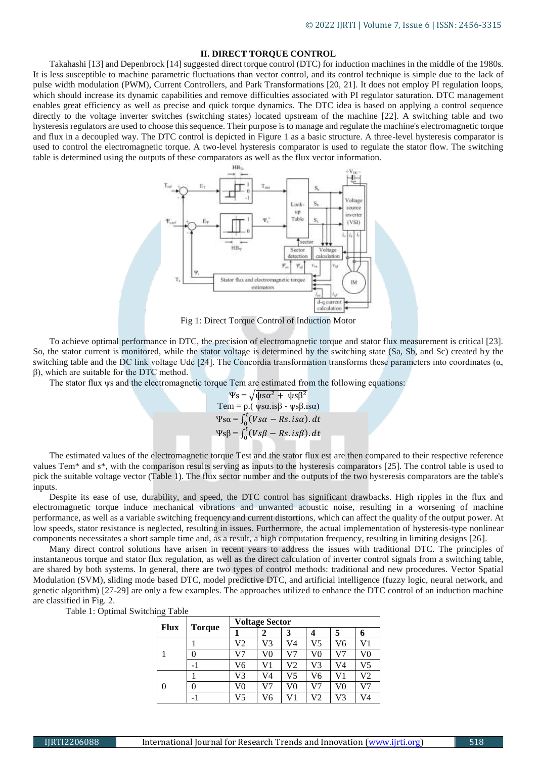## II. DIRECT TORQUE CONTROL

Takahashi [13] and Depenbrock [14] suggested direct torque control (DTC) for induction machines in the middle of the 1980s. It is less susceptible to machine parametric fluctuations than vector control, and its control technique is simple due to the lack of pulse width modulation (PWM), Current Controllers, and Park Transformations [20, 21]. It does not employ PI regulation loops, which should increase its dynamic capabilities and remove difficulties associated with PI regulator saturation. DTC management enables great efficiency as well as precise and quick torque dynamics. The DTC idea is based on applying a control sequence directly to the voltage inverter switches (switching states) located upstream of the machine [22]. A switching table and two hysteresis regulators are used to choose this sequence. Their purpose is to manage and regulate the machine's electromagnetic torque and flux in a decoupled way. The DTC control is depicted in Figure 1 as a basic structure. A three-level hysteresis comparator is used to control the electromagnetic torque. A two-level hysteresis comparator is used to regulate the stator flow. The switching table is determined using the outputs of these comparators as well as the flux vector information.

Fig 1: Direct Torque Control of Induction Motor

To achieve optimal performance in DTC, the precision of electromagnetic torque and stator flux measurement is critical [23]. So, the stator current is monitored, while the stator voltage is determined by the switching state (Sa, Sb, and Sc) created by the switching table and the DC link voltage Udc [24]. The Concordia transformation transforms these parameters into coordinates (α, β), which are suitable for the DTC method.

The stator flux ψs and the electromagnetic torque Tem are estimated from the following equations:

$$\Psi s = \sqrt{\psi s\alpha^2 + \psi s\beta^2}$$

$$Tem = p.(\psi s\alpha . is\beta - \psi s\beta . is\alpha)$$

$$\Psi s\alpha = \int_0^t (Vs\alpha - Rs.is\alpha).dt$$

$$\Psi s\beta = \int_0^t (Vs\beta - Rs.is\beta).dt$$

The estimated values of the electromagnetic torque Test and the stator flux est are then compared to their respective reference values Tem* and s*, with the comparison results serving as inputs to the hysteresis comparators [25]. The control table is used to pick the suitable voltage vector (Table 1). The flux sector number and the outputs of the two hysteresis comparators are the table's inputs.

Despite its ease of use, durability, and speed, the DTC control has significant drawbacks. High ripples in the flux and electromagnetic torque induce mechanical vibrations and unwanted acoustic noise, resulting in a worsening of machine performance, as well as a variable switching frequency and current distortions, which can affect the quality of the output power. At low speeds, stator resistance is neglected, resulting in issues. Furthermore, the actual implementation of hysteresis-type nonlinear components necessitates a short sample time and, as a result, a high computation frequency, resulting in limiting designs [26].

Many direct control solutions have arisen in recent years to address the issues with traditional DTC. The principles of instantaneous torque and stator flux regulation, as well as the direct calculation of inverter control signals from a switching table, are shared by both systems. In general, there are two types of control methods: traditional and new procedures. Vector Spatial Modulation (SVM), sliding mode based DTC, model predictive DTC, and artificial intelligence (fuzzy logic, neural network, and genetic algorithm) [27-29] are only a few examples. The approaches utilized to enhance the DTC control of an induction machine are classified in Fig. 2.

Table 1: Optimal Switching Table

| Flux | Torque | Voltage Sector | | | | | |
|---|---|---|---|---|---|---|---|
| | | 1 | 2 | 3 | 4 | 5 | 6 |
| 1 | 1 | V2 | V3 | V4 | V5 | V6 | V1 |
| | 0 | V7 | V0 | V7 | V0 | V7 | V0 |
| | -1 | V6 | V1 | V2 | V3 | V4 | V5 |
| 0 | 1 | V3 | V4 | V5 | V6 | V1 | V2 |
| | 0 | V0 | V7 | V0 | V7 | V0 | V7 |
| | -1 | V5 | V6 | V1 | V2 | V3 | V4 |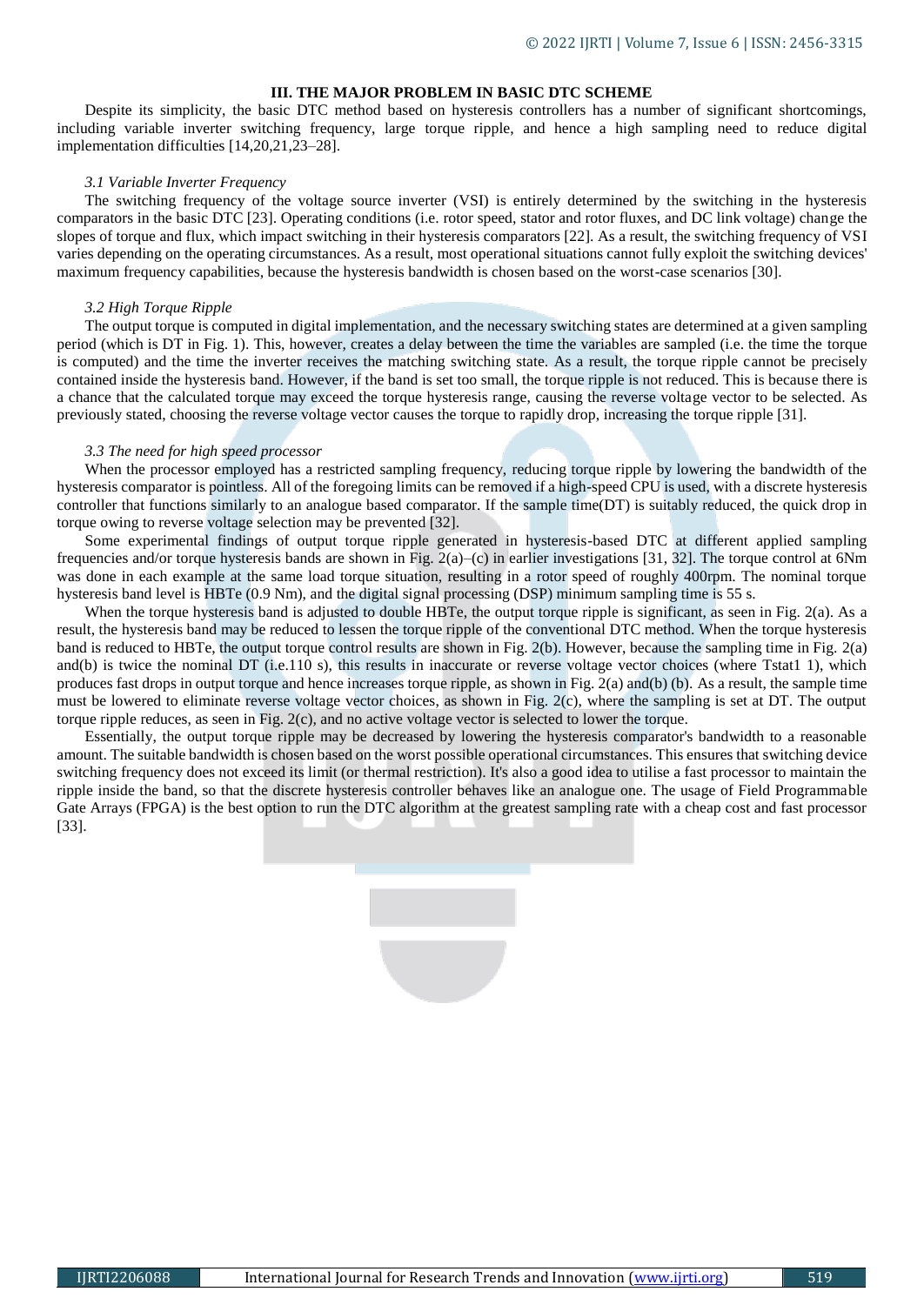## III. THE MAJOR PROBLEM IN BASIC DTC SCHEME

Despite its simplicity, the basic DTC method based on hysteresis controllers has a number of significant shortcomings, including variable inverter switching frequency, large torque ripple, and hence a high sampling need to reduce digital implementation difficulties [14,20,21,23–28].

### *3.1 Variable Inverter Frequency*

The switching frequency of the voltage source inverter (VSI) is entirely determined by the switching in the hysteresis comparators in the basic DTC [23]. Operating conditions (i.e. rotor speed, stator and rotor fluxes, and DC link voltage) change the slopes of torque and flux, which impact switching in their hysteresis comparators [22]. As a result, the switching frequency of VSI varies depending on the operating circumstances. As a result, most operational situations cannot fully exploit the switching devices' maximum frequency capabilities, because the hysteresis bandwidth is chosen based on the worst-case scenarios [30].

### *3.2 High Torque Ripple*

The output torque is computed in digital implementation, and the necessary switching states are determined at a given sampling period (which is DT in Fig. 1). This, however, creates a delay between the time the variables are sampled (i.e. the time the torque is computed) and the time the inverter receives the matching switching state. As a result, the torque ripple cannot be precisely contained inside the hysteresis band. However, if the band is set too small, the torque ripple is not reduced. This is because there is a chance that the calculated torque may exceed the torque hysteresis range, causing the reverse voltage vector to be selected. As previously stated, choosing the reverse voltage vector causes the torque to rapidly drop, increasing the torque ripple [31].

### *3.3 The need for high speed processor*

When the processor employed has a restricted sampling frequency, reducing torque ripple by lowering the bandwidth of the hysteresis comparator is pointless. All of the foregoing limits can be removed if a high-speed CPU is used, with a discrete hysteresis controller that functions similarly to an analogue based comparator. If the sample time(DT) is suitably reduced, the quick drop in torque owing to reverse voltage selection may be prevented [32].

Some experimental findings of output torque ripple generated in hysteresis-based DTC at different applied sampling frequencies and/or torque hysteresis bands are shown in Fig. 2(a)–(c) in earlier investigations [31, 32]. The torque control at 6Nm was done in each example at the same load torque situation, resulting in a rotor speed of roughly 400rpm. The nominal torque hysteresis band level is HBTe (0.9 Nm), and the digital signal processing (DSP) minimum sampling time is 55 s.

When the torque hysteresis band is adjusted to double HBTe, the output torque ripple is significant, as seen in Fig. 2(a). As a result, the hysteresis band may be reduced to lessen the torque ripple of the conventional DTC method. When the torque hysteresis band is reduced to HBTe, the output torque control results are shown in Fig. 2(b). However, because the sampling time in Fig. 2(a) and(b) is twice the nominal DT (i.e.110 s), this results in inaccurate or reverse voltage vector choices (where Tstat1 1), which produces fast drops in output torque and hence increases torque ripple, as shown in Fig. 2(a) and(b) (b). As a result, the sample time must be lowered to eliminate reverse voltage vector choices, as shown in Fig. 2(c), where the sampling is set at DT. The output torque ripple reduces, as seen in Fig. 2(c), and no active voltage vector is selected to lower the torque.

Essentially, the output torque ripple may be decreased by lowering the hysteresis comparator's bandwidth to a reasonable amount. The suitable bandwidth is chosen based on the worst possible operational circumstances. This ensures that switching device switching frequency does not exceed its limit (or thermal restriction). It's also a good idea to utilise a fast processor to maintain the ripple inside the band, so that the discrete hysteresis controller behaves like an analogue one. The usage of Field Programmable Gate Arrays (FPGA) is the best option to run the DTC algorithm at the greatest sampling rate with a cheap cost and fast processor [33].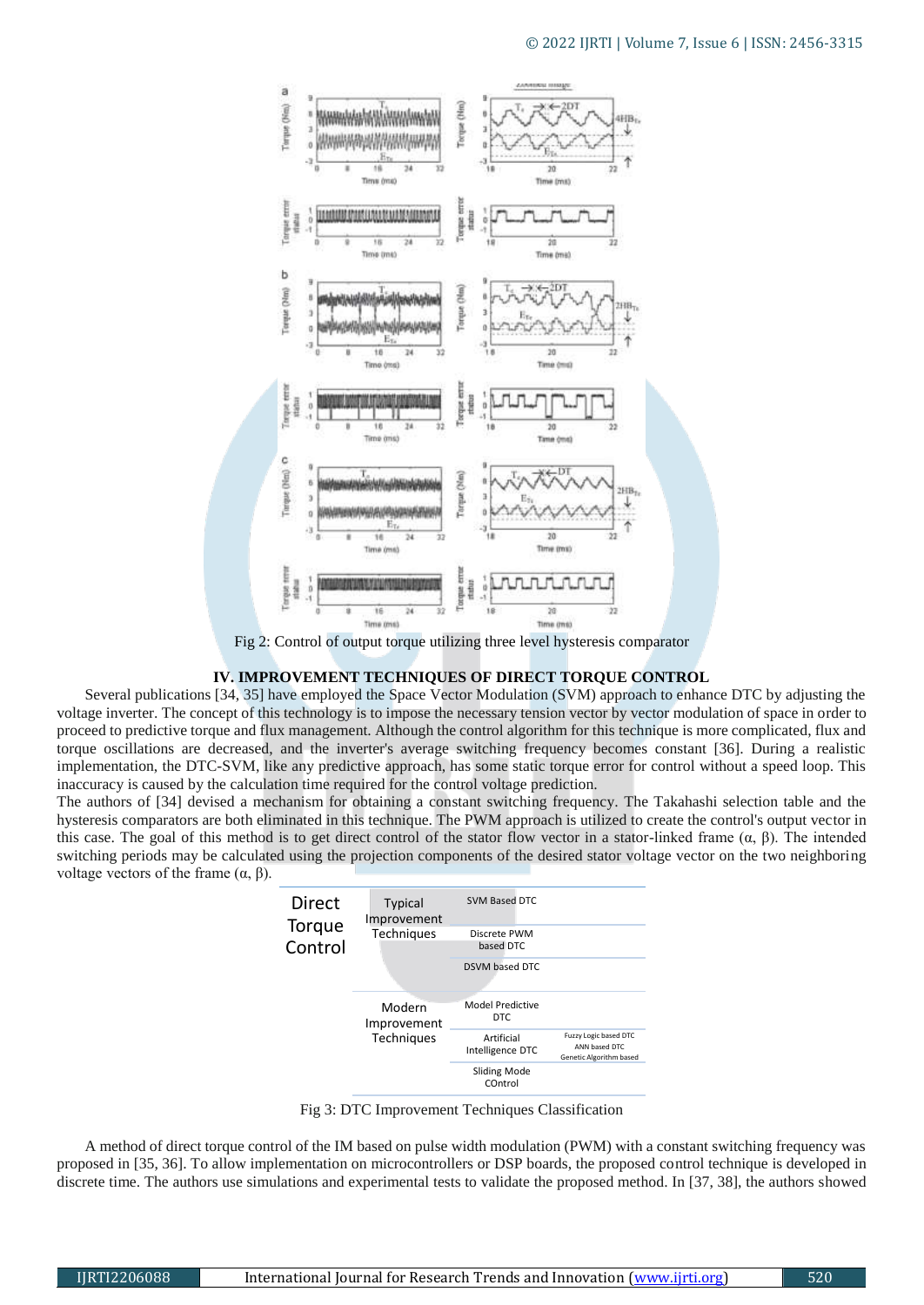Fig 2: Control of output torque utilizing three level hysteresis comparator

## IV. IMPROVEMENT TECHNIQUES OF DIRECT TORQUE CONTROL

Several publications [34, 35] have employed the Space Vector Modulation (SVM) approach to enhance DTC by adjusting the voltage inverter. The concept of this technology is to impose the necessary tension vector by vector modulation of space in order to proceed to predictive torque and flux management. Although the control algorithm for this technique is more complicated, flux and torque oscillations are decreased, and the inverter's average switching frequency becomes constant [36]. During a realistic implementation, the DTC-SVM, like any predictive approach, has some static torque error for control without a speed loop. This inaccuracy is caused by the calculation time required for the control voltage prediction.

The authors of [34] devised a mechanism for obtaining a constant switching frequency. The Takahashi selection table and the hysteresis comparators are both eliminated in this technique. The PWM approach is utilized to create the control's output vector in this case. The goal of this method is to get direct control of the stator flow vector in a stator-linked frame (α, β). The intended switching periods may be calculated using the projection components of the desired stator voltage vector on the two neighboring voltage vectors of the frame (α, β).

| Direct Torque Control | Typical Improvement Techniques | SVM Based DTC | |
|---|---|---|---|
| | | Discrete PWM based DTC | |
| | | DSVM based DTC | |
| | Modern Improvement Techniques | Model Predictive DTC | |
| | | Artificial Intelligence DTC | Fuzzy Logic based DTC<br>ANN based DTC<br>Genetic Algorithm based |
| | | Sliding Mode COntrol | |

Fig 3: DTC Improvement Techniques Classification

A method of direct torque control of the IM based on pulse width modulation (PWM) with a constant switching frequency was proposed in [35, 36]. To allow implementation on microcontrollers or DSP boards, the proposed control technique is developed in discrete time. The authors use simulations and experimental tests to validate the proposed method. In [37, 38], the authors showed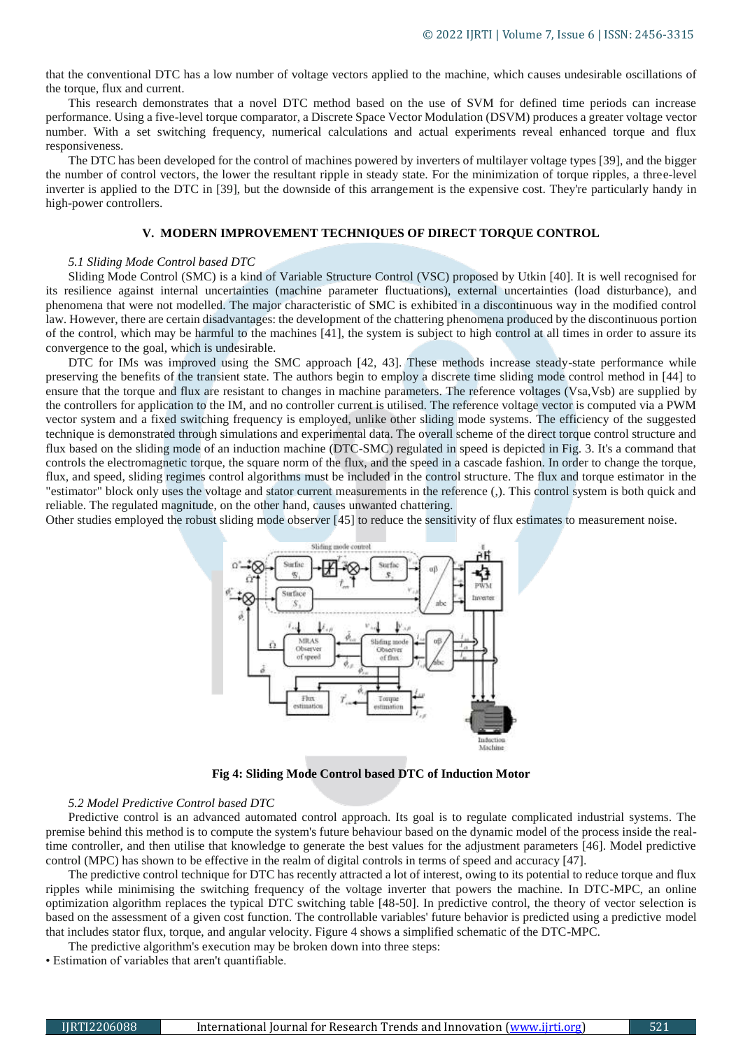that the conventional DTC has a low number of voltage vectors applied to the machine, which causes undesirable oscillations of the torque, flux and current.

This research demonstrates that a novel DTC method based on the use of SVM for defined time periods can increase performance. Using a five-level torque comparator, a Discrete Space Vector Modulation (DSVM) produces a greater voltage vector number. With a set switching frequency, numerical calculations and actual experiments reveal enhanced torque and flux responsiveness.

The DTC has been developed for the control of machines powered by inverters of multilayer voltage types [39], and the bigger the number of control vectors, the lower the resultant ripple in steady state. For the minimization of torque ripples, a three-level inverter is applied to the DTC in [39], but the downside of this arrangement is the expensive cost. They're particularly handy in high-power controllers.

## V. MODERN IMPROVEMENT TECHNIQUES OF DIRECT TORQUE CONTROL

### *5.1 Sliding Mode Control based DTC*

Sliding Mode Control (SMC) is a kind of Variable Structure Control (VSC) proposed by Utkin [40]. It is well recognised for its resilience against internal uncertainties (machine parameter fluctuations), external uncertainties (load disturbance), and phenomena that were not modelled. The major characteristic of SMC is exhibited in a discontinuous way in the modified control law. However, there are certain disadvantages: the development of the chattering phenomena produced by the discontinuous portion of the control, which may be harmful to the machines [41], the system is subject to high control at all times in order to assure its convergence to the goal, which is undesirable.

DTC for IMs was improved using the SMC approach [42, 43]. These methods increase steady-state performance while preserving the benefits of the transient state. The authors begin to employ a discrete time sliding mode control method in [44] to ensure that the torque and flux are resistant to changes in machine parameters. The reference voltages (Vsa,Vsb) are supplied by the controllers for application to the IM, and no controller current is utilised. The reference voltage vector is computed via a PWM vector system and a fixed switching frequency is employed, unlike other sliding mode systems. The efficiency of the suggested technique is demonstrated through simulations and experimental data. The overall scheme of the direct torque control structure and flux based on the sliding mode of an induction machine (DTC-SMC) regulated in speed is depicted in Fig. 3. It's a command that controls the electromagnetic torque, the square norm of the flux, and the speed in a cascade fashion. In order to change the torque, flux, and speed, sliding regimes control algorithms must be included in the control structure. The flux and torque estimator in the "estimator" block only uses the voltage and stator current measurements in the reference (,). This control system is both quick and reliable. The regulated magnitude, on the other hand, causes unwanted chattering.

Other studies employed the robust sliding mode observer [45] to reduce the sensitivity of flux estimates to measurement noise.

**Fig 4: Sliding Mode Control based DTC of Induction Motor**

### *5.2 Model Predictive Control based DTC*

Predictive control is an advanced automated control approach. Its goal is to regulate complicated industrial systems. The premise behind this method is to compute the system's future behaviour based on the dynamic model of the process inside the real-time controller, and then utilise that knowledge to generate the best values for the adjustment parameters [46]. Model predictive control (MPC) has shown to be effective in the realm of digital controls in terms of speed and accuracy [47].

The predictive control technique for DTC has recently attracted a lot of interest, owing to its potential to reduce torque and flux ripples while minimising the switching frequency of the voltage inverter that powers the machine. In DTC-MPC, an online optimization algorithm replaces the typical DTC switching table [48-50]. In predictive control, the theory of vector selection is based on the assessment of a given cost function. The controllable variables' future behavior is predicted using a predictive model that includes stator flux, torque, and angular velocity. Figure 4 shows a simplified schematic of the DTC-MPC.

The predictive algorithm's execution may be broken down into three steps:

• Estimation of variables that aren't quantifiable.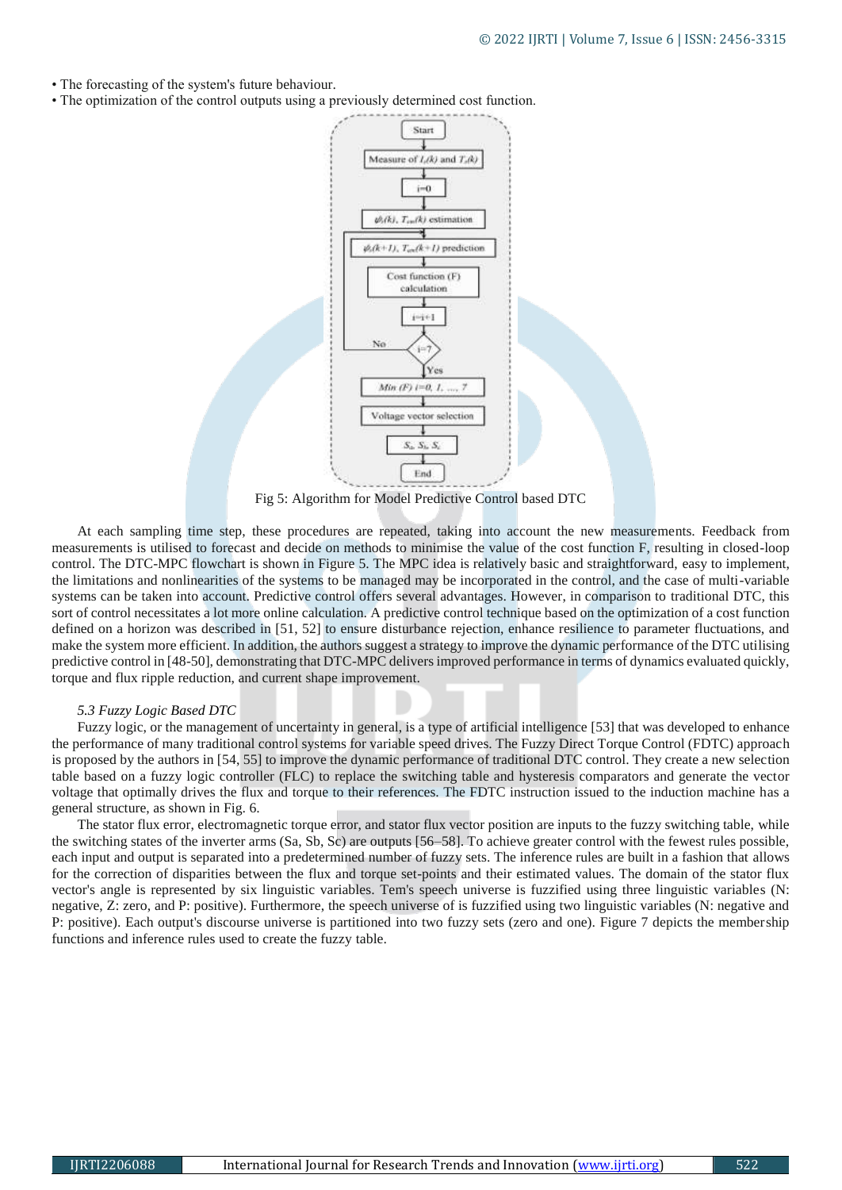- The forecasting of the system's future behaviour.
- The optimization of the control outputs using a previously determined cost function.

Fig 5: Algorithm for Model Predictive Control based DTC

At each sampling time step, these procedures are repeated, taking into account the new measurements. Feedback from measurements is utilised to forecast and decide on methods to minimise the value of the cost function F, resulting in closed-loop control. The DTC-MPC flowchart is shown in Figure 5. The MPC idea is relatively basic and straightforward, easy to implement, the limitations and nonlinearities of the systems to be managed may be incorporated in the control, and the case of multi-variable systems can be taken into account. Predictive control offers several advantages. However, in comparison to traditional DTC, this sort of control necessitates a lot more online calculation. A predictive control technique based on the optimization of a cost function defined on a horizon was described in [51, 52] to ensure disturbance rejection, enhance resilience to parameter fluctuations, and make the system more efficient. In addition, the authors suggest a strategy to improve the dynamic performance of the DTC utilising predictive control in [48-50], demonstrating that DTC-MPC delivers improved performance in terms of dynamics evaluated quickly, torque and flux ripple reduction, and current shape improvement.

### *5.3 Fuzzy Logic Based DTC*

Fuzzy logic, or the management of uncertainty in general, is a type of artificial intelligence [53] that was developed to enhance the performance of many traditional control systems for variable speed drives. The Fuzzy Direct Torque Control (FDTC) approach is proposed by the authors in [54, 55] to improve the dynamic performance of traditional DTC control. They create a new selection table based on a fuzzy logic controller (FLC) to replace the switching table and hysteresis comparators and generate the vector voltage that optimally drives the flux and torque to their references. The FDTC instruction issued to the induction machine has a general structure, as shown in Fig. 6.

The stator flux error, electromagnetic torque error, and stator flux vector position are inputs to the fuzzy switching table, while the switching states of the inverter arms (Sa, Sb, Sc) are outputs [56–58]. To achieve greater control with the fewest rules possible, each input and output is separated into a predetermined number of fuzzy sets. The inference rules are built in a fashion that allows for the correction of disparities between the flux and torque set-points and their estimated values. The domain of the stator flux vector's angle is represented by six linguistic variables. Tem's speech universe is fuzzified using three linguistic variables (N: negative, Z: zero, and P: positive). Furthermore, the speech universe of is fuzzified using two linguistic variables (N: negative and P: positive). Each output's discourse universe is partitioned into two fuzzy sets (zero and one). Figure 7 depicts the membership functions and inference rules used to create the fuzzy table.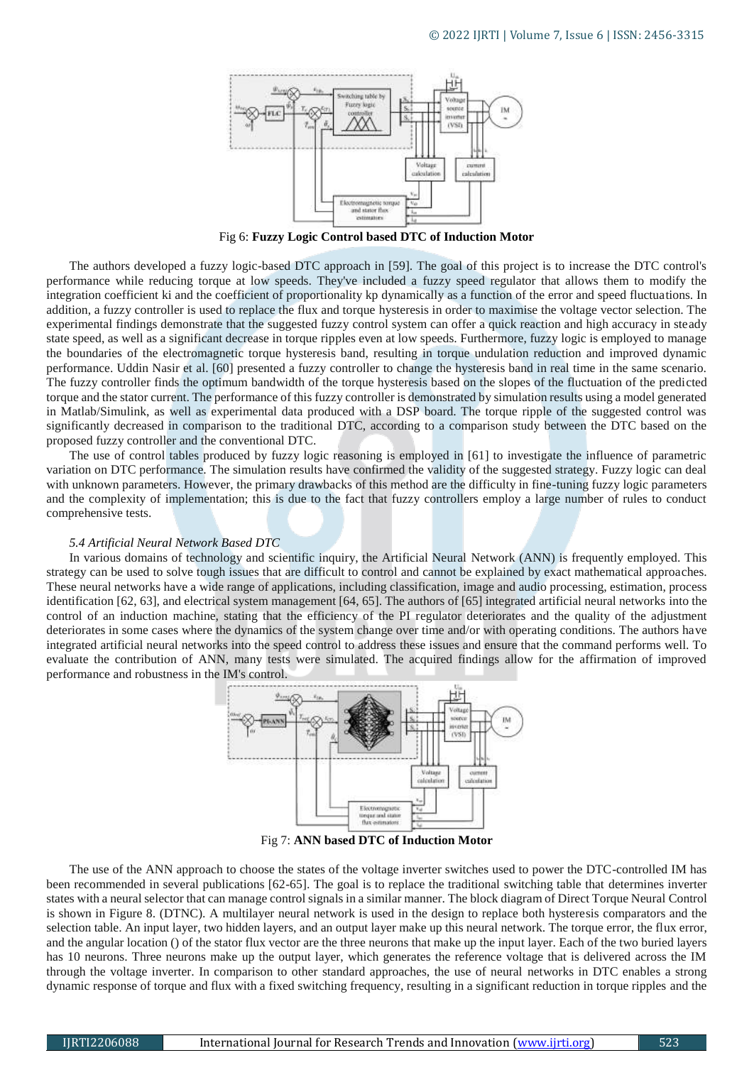Fig 6: **Fuzzy Logic Control based DTC of Induction Motor**

The authors developed a fuzzy logic-based DTC approach in [59]. The goal of this project is to increase the DTC control's performance while reducing torque at low speeds. They've included a fuzzy speed regulator that allows them to modify the integration coefficient ki and the coefficient of proportionality kp dynamically as a function of the error and speed fluctuations. In addition, a fuzzy controller is used to replace the flux and torque hysteresis in order to maximise the voltage vector selection. The experimental findings demonstrate that the suggested fuzzy control system can offer a quick reaction and high accuracy in steady state speed, as well as a significant decrease in torque ripples even at low speeds. Furthermore, fuzzy logic is employed to manage the boundaries of the electromagnetic torque hysteresis band, resulting in torque undulation reduction and improved dynamic performance. Uddin Nasir et al. [60] presented a fuzzy controller to change the hysteresis band in real time in the same scenario. The fuzzy controller finds the optimum bandwidth of the torque hysteresis based on the slopes of the fluctuation of the predicted torque and the stator current. The performance of this fuzzy controller is demonstrated by simulation results using a model generated in Matlab/Simulink, as well as experimental data produced with a DSP board. The torque ripple of the suggested control was significantly decreased in comparison to the traditional DTC, according to a comparison study between the DTC based on the proposed fuzzy controller and the conventional DTC.

The use of control tables produced by fuzzy logic reasoning is employed in [61] to investigate the influence of parametric variation on DTC performance. The simulation results have confirmed the validity of the suggested strategy. Fuzzy logic can deal with unknown parameters. However, the primary drawbacks of this method are the difficulty in fine-tuning fuzzy logic parameters and the complexity of implementation; this is due to the fact that fuzzy controllers employ a large number of rules to conduct comprehensive tests.

### *5.4 Artificial Neural Network Based DTC*

In various domains of technology and scientific inquiry, the Artificial Neural Network (ANN) is frequently employed. This strategy can be used to solve tough issues that are difficult to control and cannot be explained by exact mathematical approaches. These neural networks have a wide range of applications, including classification, image and audio processing, estimation, process identification [62, 63], and electrical system management [64, 65]. The authors of [65] integrated artificial neural networks into the control of an induction machine, stating that the efficiency of the PI regulator deteriorates and the quality of the adjustment deteriorates in some cases where the dynamics of the system change over time and/or with operating conditions. The authors have integrated artificial neural networks into the speed control to address these issues and ensure that the command performs well. To evaluate the contribution of ANN, many tests were simulated. The acquired findings allow for the affirmation of improved performance and robustness in the IM's control.

Fig 7: **ANN based DTC of Induction Motor**

The use of the ANN approach to choose the states of the voltage inverter switches used to power the DTC-controlled IM has been recommended in several publications [62-65]. The goal is to replace the traditional switching table that determines inverter states with a neural selector that can manage control signals in a similar manner. The block diagram of Direct Torque Neural Control is shown in Figure 8. (DTNC). A multilayer neural network is used in the design to replace both hysteresis comparators and the selection table. An input layer, two hidden layers, and an output layer make up this neural network. The torque error, the flux error, and the angular location () of the stator flux vector are the three neurons that make up the input layer. Each of the two buried layers has 10 neurons. Three neurons make up the output layer, which generates the reference voltage that is delivered across the IM through the voltage inverter. In comparison to other standard approaches, the use of neural networks in DTC enables a strong dynamic response of torque and flux with a fixed switching frequency, resulting in a significant reduction in torque ripples and the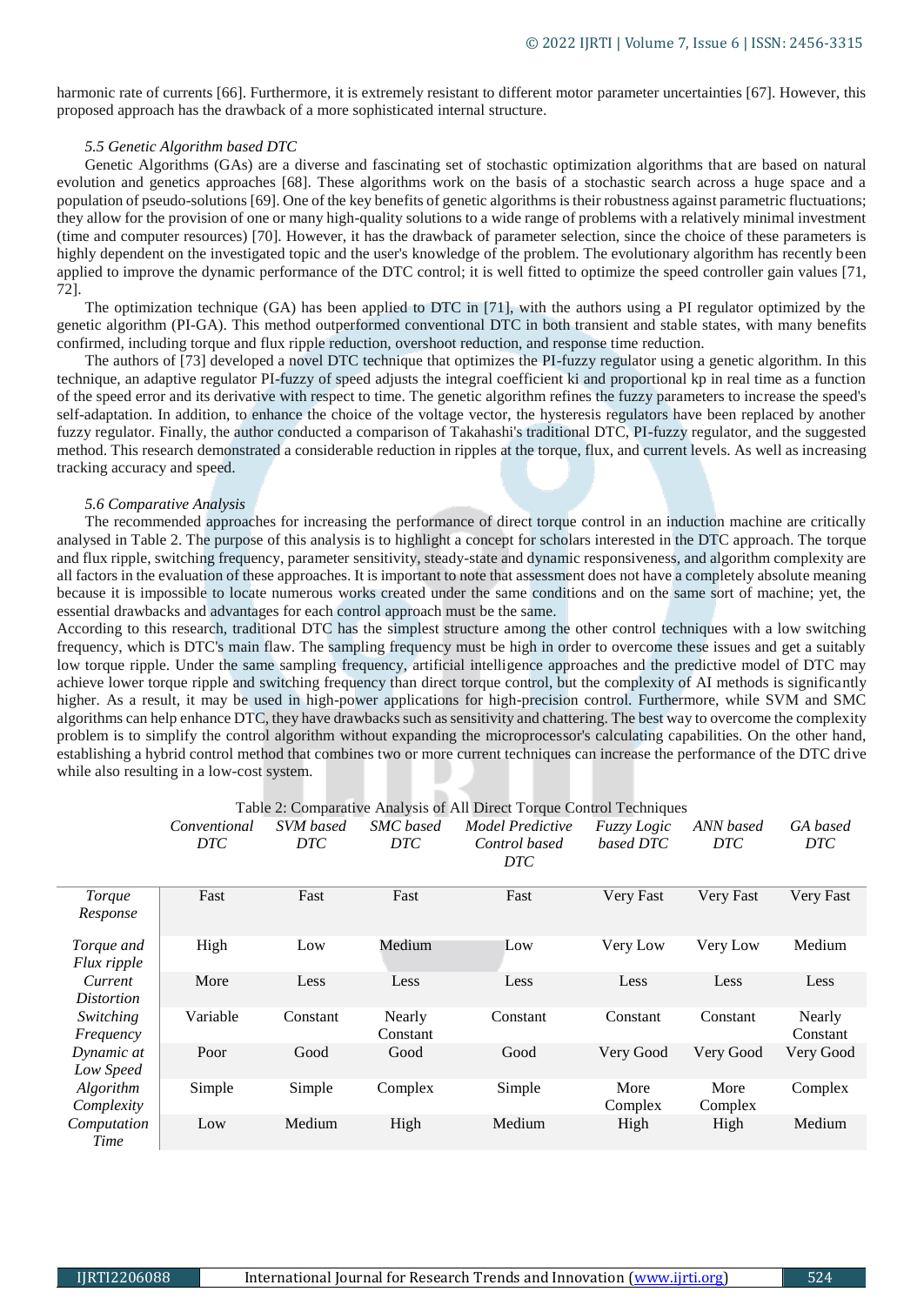harmonic rate of currents [66]. Furthermore, it is extremely resistant to different motor parameter uncertainties [67]. However, this proposed approach has the drawback of a more sophisticated internal structure.

### *5.5 Genetic Algorithm based DTC*

Genetic Algorithms (GAs) are a diverse and fascinating set of stochastic optimization algorithms that are based on natural evolution and genetics approaches [68]. These algorithms work on the basis of a stochastic search across a huge space and a population of pseudo-solutions [69]. One of the key benefits of genetic algorithms is their robustness against parametric fluctuations; they allow for the provision of one or many high-quality solutions to a wide range of problems with a relatively minimal investment (time and computer resources) [70]. However, it has the drawback of parameter selection, since the choice of these parameters is highly dependent on the investigated topic and the user's knowledge of the problem. The evolutionary algorithm has recently been applied to improve the dynamic performance of the DTC control; it is well fitted to optimize the speed controller gain values [71, 72].

The optimization technique (GA) has been applied to DTC in [71], with the authors using a PI regulator optimized by the genetic algorithm (PI-GA). This method outperformed conventional DTC in both transient and stable states, with many benefits confirmed, including torque and flux ripple reduction, overshoot reduction, and response time reduction.

The authors of [73] developed a novel DTC technique that optimizes the PI-fuzzy regulator using a genetic algorithm. In this technique, an adaptive regulator PI-fuzzy of speed adjusts the integral coefficient ki and proportional kp in real time as a function of the speed error and its derivative with respect to time. The genetic algorithm refines the fuzzy parameters to increase the speed's self-adaptation. In addition, to enhance the choice of the voltage vector, the hysteresis regulators have been replaced by another fuzzy regulator. Finally, the author conducted a comparison of Takahashi's traditional DTC, PI-fuzzy regulator, and the suggested method. This research demonstrated a considerable reduction in ripples at the torque, flux, and current levels. As well as increasing tracking accuracy and speed.

### *5.6 Comparative Analysis*

The recommended approaches for increasing the performance of direct torque control in an induction machine are critically analysed in Table 2. The purpose of this analysis is to highlight a concept for scholars interested in the DTC approach. The torque and flux ripple, switching frequency, parameter sensitivity, steady-state and dynamic responsiveness, and algorithm complexity are all factors in the evaluation of these approaches. It is important to note that assessment does not have a completely absolute meaning because it is impossible to locate numerous works created under the same conditions and on the same sort of machine; yet, the essential drawbacks and advantages for each control approach must be the same.

According to this research, traditional DTC has the simplest structure among the other control techniques with a low switching frequency, which is DTC's main flaw. The sampling frequency must be high in order to overcome these issues and get a suitably low torque ripple. Under the same sampling frequency, artificial intelligence approaches and the predictive model of DTC may achieve lower torque ripple and switching frequency than direct torque control, but the complexity of AI methods is significantly higher. As a result, it may be used in high-power applications for high-precision control. Furthermore, while SVM and SMC algorithms can help enhance DTC, they have drawbacks such as sensitivity and chattering. The best way to overcome the complexity problem is to simplify the control algorithm without expanding the microprocessor's calculating capabilities. On the other hand, establishing a hybrid control method that combines two or more current techniques can increase the performance of the DTC drive while also resulting in a low-cost system.

Table 2: Comparative Analysis of All Direct Torque Control Techniques

| | *Conventional DTC* | *SVM based DTC* | *SMC based DTC* | *Model Predictive Control based DTC* | *Fuzzy Logic based DTC* | *ANN based DTC* | *GA based DTC* |
|---|---|---|---|---|---|---|---|
| *Torque Response* | Fast | Fast | Fast | Fast | Very Fast | Very Fast | Very Fast |
| *Torque and Flux ripple* | High | Low | Medium | Low | Very Low | Very Low | Medium |
| *Current Distortion* | More | Less | Less | Less | Less | Less | Less |
| *Switching Frequency* | Variable | Constant | Nearly Constant | Constant | Constant | Constant | Nearly Constant |
| *Dynamic at Low Speed* | Poor | Good | Good | Good | Very Good | Very Good | Very Good |
| *Algorithm Complexity* | Simple | Simple | Complex | Simple | More Complex | More Complex | Complex |
| *Computation Time* | Low | Medium | High | Medium | High | High | Medium |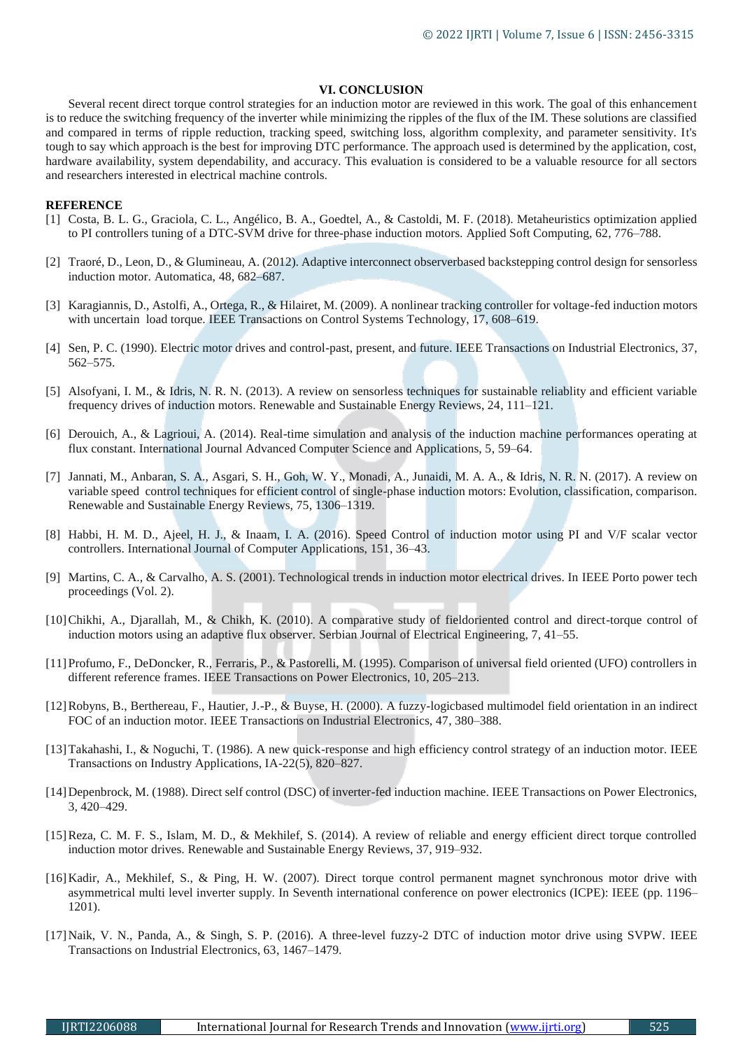## VI. CONCLUSION

Several recent direct torque control strategies for an induction motor are reviewed in this work. The goal of this enhancement is to reduce the switching frequency of the inverter while minimizing the ripples of the flux of the IM. These solutions are classified and compared in terms of ripple reduction, tracking speed, switching loss, algorithm complexity, and parameter sensitivity. It's tough to say which approach is the best for improving DTC performance. The approach used is determined by the application, cost, hardware availability, system dependability, and accuracy. This evaluation is considered to be a valuable resource for all sectors and researchers interested in electrical machine controls.

**REFERENCE**

[1] Costa, B. L. G., Graciola, C. L., Angélico, B. A., Goedtel, A., & Castoldi, M. F. (2018). Metaheuristics optimization applied to PI controllers tuning of a DTC-SVM drive for three-phase induction motors. Applied Soft Computing, 62, 776–788.

[2] Traoré, D., Leon, D., & Glumineau, A. (2012). Adaptive interconnect observerbased backstepping control design for sensorless induction motor. Automatica, 48, 682–687.

[3] Karagiannis, D., Astolfi, A., Ortega, R., & Hilairet, M. (2009). A nonlinear tracking controller for voltage-fed induction motors with uncertain load torque. IEEE Transactions on Control Systems Technology, 17, 608–619.

[4] Sen, P. C. (1990). Electric motor drives and control-past, present, and future. IEEE Transactions on Industrial Electronics, 37, 562–575.

[5] Alsofyani, I. M., & Idris, N. R. N. (2013). A review on sensorless techniques for sustainable reliablity and efficient variable frequency drives of induction motors. Renewable and Sustainable Energy Reviews, 24, 111–121.

[6] Derouich, A., & Lagrioui, A. (2014). Real-time simulation and analysis of the induction machine performances operating at flux constant. International Journal Advanced Computer Science and Applications, 5, 59–64.

[7] Jannati, M., Anbaran, S. A., Asgari, S. H., Goh, W. Y., Monadi, A., Junaidi, M. A. A., & Idris, N. R. N. (2017). A review on variable speed control techniques for efficient control of single-phase induction motors: Evolution, classification, comparison. Renewable and Sustainable Energy Reviews, 75, 1306–1319.

[8] Habbi, H. M. D., Ajeel, H. J., & Inaam, I. A. (2016). Speed Control of induction motor using PI and V/F scalar vector controllers. International Journal of Computer Applications, 151, 36–43.

[9] Martins, C. A., & Carvalho, A. S. (2001). Technological trends in induction motor electrical drives. In IEEE Porto power tech proceedings (Vol. 2).

[10] Chikhi, A., Djarallah, M., & Chikh, K. (2010). A comparative study of fieldoriented control and direct-torque control of induction motors using an adaptive flux observer. Serbian Journal of Electrical Engineering, 7, 41–55.

[11] Profumo, F., DeDoncker, R., Ferraris, P., & Pastorelli, M. (1995). Comparison of universal field oriented (UFO) controllers in different reference frames. IEEE Transactions on Power Electronics, 10, 205–213.

[12] Robyns, B., Berthereau, F., Hautier, J.-P., & Buyse, H. (2000). A fuzzy-logicbased multimodel field orientation in an indirect FOC of an induction motor. IEEE Transactions on Industrial Electronics, 47, 380–388.

[13] Takahashi, I., & Noguchi, T. (1986). A new quick-response and high efficiency control strategy of an induction motor. IEEE Transactions on Industry Applications, IA-22(5), 820–827.

[14] Depenbrock, M. (1988). Direct self control (DSC) of inverter-fed induction machine. IEEE Transactions on Power Electronics, 3, 420–429.

[15] Reza, C. M. F. S., Islam, M. D., & Mekhilef, S. (2014). A review of reliable and energy efficient direct torque controlled induction motor drives. Renewable and Sustainable Energy Reviews, 37, 919–932.

[16] Kadir, A., Mekhilef, S., & Ping, H. W. (2007). Direct torque control permanent magnet synchronous motor drive with asymmetrical multi level inverter supply. In Seventh international conference on power electronics (ICPE): IEEE (pp. 1196–1201).

[17] Naik, V. N., Panda, A., & Singh, S. P. (2016). A three-level fuzzy-2 DTC of induction motor drive using SVPW. IEEE Transactions on Industrial Electronics, 63, 1467–1479.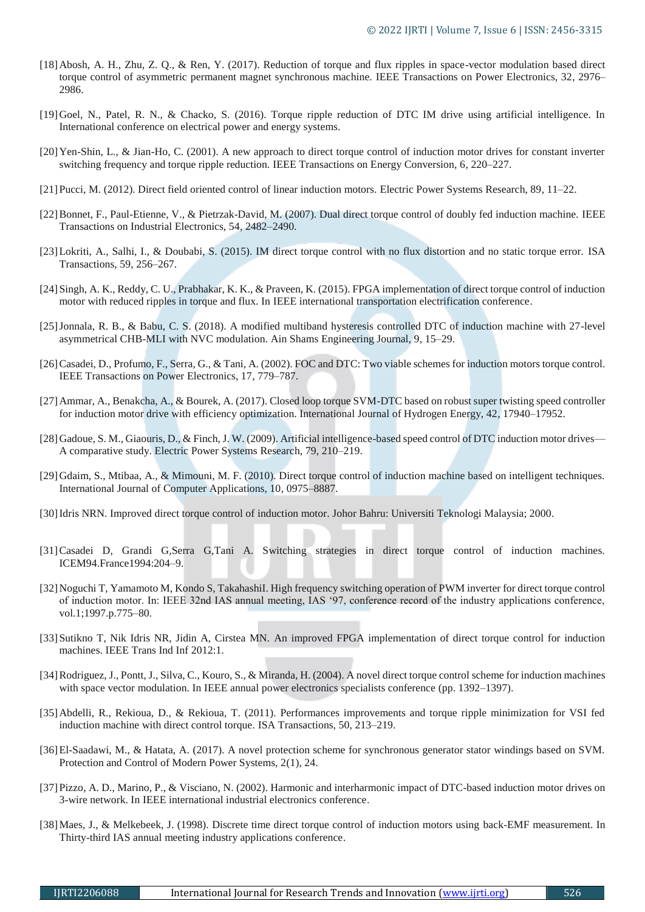[18] Abosh, A. H., Zhu, Z. Q., & Ren, Y. (2017). Reduction of torque and flux ripples in space-vector modulation based direct torque control of asymmetric permanent magnet synchronous machine. IEEE Transactions on Power Electronics, 32, 2976–2986.

[19] Goel, N., Patel, R. N., & Chacko, S. (2016). Torque ripple reduction of DTC IM drive using artificial intelligence. In International conference on electrical power and energy systems.

[20] Yen-Shin, L., & Jian-Ho, C. (2001). A new approach to direct torque control of induction motor drives for constant inverter switching frequency and torque ripple reduction. IEEE Transactions on Energy Conversion, 6, 220–227.

[21] Pucci, M. (2012). Direct field oriented control of linear induction motors. Electric Power Systems Research, 89, 11–22.

[22] Bonnet, F., Paul-Etienne, V., & Pietrzak-David, M. (2007). Dual direct torque control of doubly fed induction machine. IEEE Transactions on Industrial Electronics, 54, 2482–2490.

[23] Lokriti, A., Salhi, I., & Doubabi, S. (2015). IM direct torque control with no flux distortion and no static torque error. ISA Transactions, 59, 256–267.

[24] Singh, A. K., Reddy, C. U., Prabhakar, K. K., & Praveen, K. (2015). FPGA implementation of direct torque control of induction motor with reduced ripples in torque and flux. In IEEE international transportation electrification conference.

[25] Jonnala, R. B., & Babu, C. S. (2018). A modified multiband hysteresis controlled DTC of induction machine with 27-level asymmetrical CHB-MLI with NVC modulation. Ain Shams Engineering Journal, 9, 15–29.

[26] Casadei, D., Profumo, F., Serra, G., & Tani, A. (2002). FOC and DTC: Two viable schemes for induction motors torque control. IEEE Transactions on Power Electronics, 17, 779–787.

[27] Ammar, A., Benakcha, A., & Bourek, A. (2017). Closed loop torque SVM-DTC based on robust super twisting speed controller for induction motor drive with efficiency optimization. International Journal of Hydrogen Energy, 42, 17940–17952.

[28] Gadoue, S. M., Giaouris, D., & Finch, J. W. (2009). Artificial intelligence-based speed control of DTC induction motor drives—A comparative study. Electric Power Systems Research, 79, 210–219.

[29] Gdaim, S., Mtibaa, A., & Mimouni, M. F. (2010). Direct torque control of induction machine based on intelligent techniques. International Journal of Computer Applications, 10, 0975–8887.

[30] Idris NRN. Improved direct torque control of induction motor. Johor Bahru: Universiti Teknologi Malaysia; 2000.

[31] Casadei D, Grandi G,Serra G,Tani A. Switching strategies in direct torque control of induction machines. ICEM94.France1994:204–9.

[32] Noguchi T, Yamamoto M, Kondo S, TakahashiI. High frequency switching operation of PWM inverter for direct torque control of induction motor. In: IEEE 32nd IAS annual meeting, IAS '97, conference record of the industry applications conference, vol.1;1997.p.775–80.

[33] Sutikno T, Nik Idris NR, Jidin A, Cirstea MN. An improved FPGA implementation of direct torque control for induction machines. IEEE Trans Ind Inf 2012:1.

[34] Rodriguez, J., Pontt, J., Silva, C., Kouro, S., & Miranda, H. (2004). A novel direct torque control scheme for induction machines with space vector modulation. In IEEE annual power electronics specialists conference (pp. 1392–1397).

[35] Abdelli, R., Rekioua, D., & Rekioua, T. (2011). Performances improvements and torque ripple minimization for VSI fed induction machine with direct control torque. ISA Transactions, 50, 213–219.

[36] El-Saadawi, M., & Hatata, A. (2017). A novel protection scheme for synchronous generator stator windings based on SVM. Protection and Control of Modern Power Systems, 2(1), 24.

[37] Pizzo, A. D., Marino, P., & Visciano, N. (2002). Harmonic and interharmonic impact of DTC-based induction motor drives on 3-wire network. In IEEE international industrial electronics conference.

[38] Maes, J., & Melkebeek, J. (1998). Discrete time direct torque control of induction motors using back-EMF measurement. In Thirty-third IAS annual meeting industry applications conference.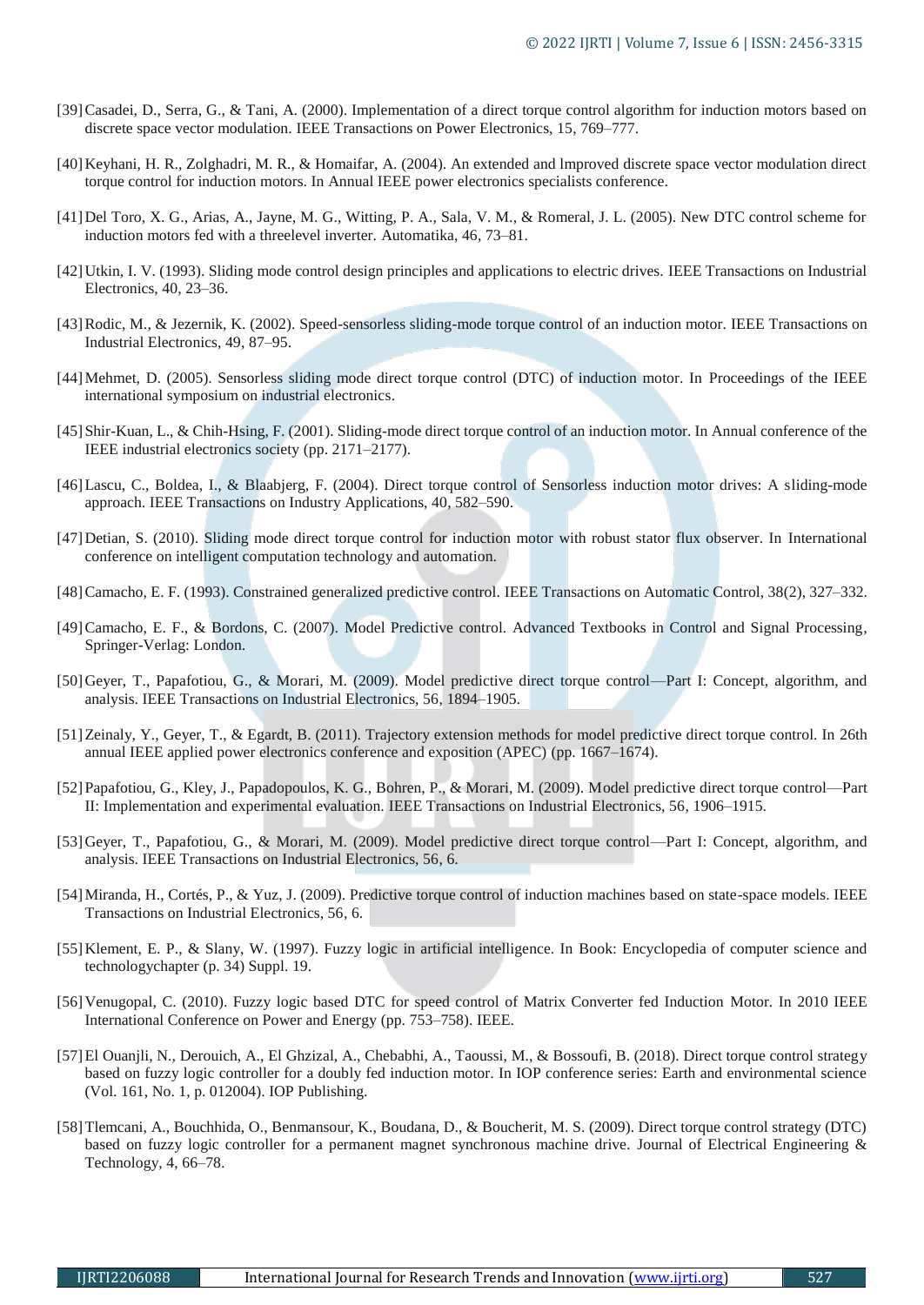[39] Casadei, D., Serra, G., & Tani, A. (2000). Implementation of a direct torque control algorithm for induction motors based on discrete space vector modulation. IEEE Transactions on Power Electronics, 15, 769–777.

[40] Keyhani, H. R., Zolghadri, M. R., & Homaifar, A. (2004). An extended and lmproved discrete space vector modulation direct torque control for induction motors. In Annual IEEE power electronics specialists conference.

[41] Del Toro, X. G., Arias, A., Jayne, M. G., Witting, P. A., Sala, V. M., & Romeral, J. L. (2005). New DTC control scheme for induction motors fed with a threelevel inverter. Automatika, 46, 73–81.

[42] Utkin, I. V. (1993). Sliding mode control design principles and applications to electric drives. IEEE Transactions on Industrial Electronics, 40, 23–36.

[43] Rodic, M., & Jezernik, K. (2002). Speed-sensorless sliding-mode torque control of an induction motor. IEEE Transactions on Industrial Electronics, 49, 87–95.

[44] Mehmet, D. (2005). Sensorless sliding mode direct torque control (DTC) of induction motor. In Proceedings of the IEEE international symposium on industrial electronics.

[45] Shir-Kuan, L., & Chih-Hsing, F. (2001). Sliding-mode direct torque control of an induction motor. In Annual conference of the IEEE industrial electronics society (pp. 2171–2177).

[46] Lascu, C., Boldea, I., & Blaabjerg, F. (2004). Direct torque control of Sensorless induction motor drives: A sliding-mode approach. IEEE Transactions on Industry Applications, 40, 582–590.

[47] Detian, S. (2010). Sliding mode direct torque control for induction motor with robust stator flux observer. In International conference on intelligent computation technology and automation.

[48] Camacho, E. F. (1993). Constrained generalized predictive control. IEEE Transactions on Automatic Control, 38(2), 327–332.

[49] Camacho, E. F., & Bordons, C. (2007). Model Predictive control. Advanced Textbooks in Control and Signal Processing, Springer-Verlag: London.

[50] Geyer, T., Papafotiou, G., & Morari, M. (2009). Model predictive direct torque control—Part I: Concept, algorithm, and analysis. IEEE Transactions on Industrial Electronics, 56, 1894–1905.

[51] Zeinaly, Y., Geyer, T., & Egardt, B. (2011). Trajectory extension methods for model predictive direct torque control. In 26th annual IEEE applied power electronics conference and exposition (APEC) (pp. 1667–1674).

[52] Papafotiou, G., Kley, J., Papadopoulos, K. G., Bohren, P., & Morari, M. (2009). Model predictive direct torque control—Part II: Implementation and experimental evaluation. IEEE Transactions on Industrial Electronics, 56, 1906–1915.

[53] Geyer, T., Papafotiou, G., & Morari, M. (2009). Model predictive direct torque control—Part I: Concept, algorithm, and analysis. IEEE Transactions on Industrial Electronics, 56, 6.

[54] Miranda, H., Cortés, P., & Yuz, J. (2009). Predictive torque control of induction machines based on state-space models. IEEE Transactions on Industrial Electronics, 56, 6.

[55] Klement, E. P., & Slany, W. (1997). Fuzzy logic in artificial intelligence. In Book: Encyclopedia of computer science and technologychapter (p. 34) Suppl. 19.

[56] Venugopal, C. (2010). Fuzzy logic based DTC for speed control of Matrix Converter fed Induction Motor. In 2010 IEEE International Conference on Power and Energy (pp. 753–758). IEEE.

[57] El Ouanjli, N., Derouich, A., El Ghzizal, A., Chebabhi, A., Taoussi, M., & Bossoufi, B. (2018). Direct torque control strategy based on fuzzy logic controller for a doubly fed induction motor. In IOP conference series: Earth and environmental science (Vol. 161, No. 1, p. 012004). IOP Publishing.

[58] Tlemcani, A., Bouchhida, O., Benmansour, K., Boudana, D., & Boucherit, M. S. (2009). Direct torque control strategy (DTC) based on fuzzy logic controller for a permanent magnet synchronous machine drive. Journal of Electrical Engineering & Technology, 4, 66–78.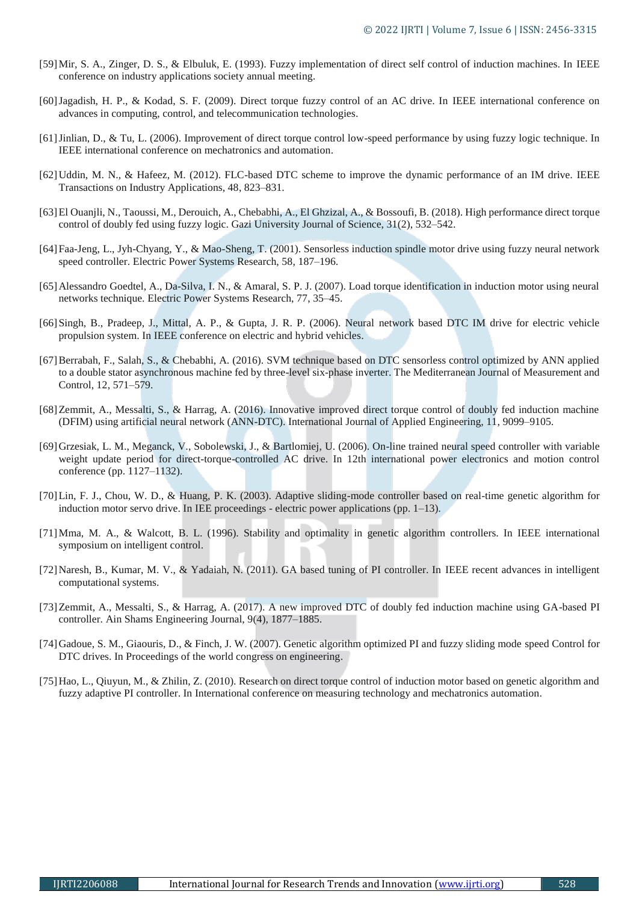[59] Mir, S. A., Zinger, D. S., & Elbuluk, E. (1993). Fuzzy implementation of direct self control of induction machines. In IEEE conference on industry applications society annual meeting.

[60] Jagadish, H. P., & Kodad, S. F. (2009). Direct torque fuzzy control of an AC drive. In IEEE international conference on advances in computing, control, and telecommunication technologies.

[61] Jinlian, D., & Tu, L. (2006). Improvement of direct torque control low-speed performance by using fuzzy logic technique. In IEEE international conference on mechatronics and automation.

[62] Uddin, M. N., & Hafeez, M. (2012). FLC-based DTC scheme to improve the dynamic performance of an IM drive. IEEE Transactions on Industry Applications, 48, 823–831.

[63] El Ouanjli, N., Taoussi, M., Derouich, A., Chebabhi, A., El Ghzizal, A., & Bossoufi, B. (2018). High performance direct torque control of doubly fed using fuzzy logic. Gazi University Journal of Science, 31(2), 532–542.

[64] Faa-Jeng, L., Jyh-Chyang, Y., & Mao-Sheng, T. (2001). Sensorless induction spindle motor drive using fuzzy neural network speed controller. Electric Power Systems Research, 58, 187–196.

[65] Alessandro Goedtel, A., Da-Silva, I. N., & Amaral, S. P. J. (2007). Load torque identification in induction motor using neural networks technique. Electric Power Systems Research, 77, 35–45.

[66] Singh, B., Pradeep, J., Mittal, A. P., & Gupta, J. R. P. (2006). Neural network based DTC IM drive for electric vehicle propulsion system. In IEEE conference on electric and hybrid vehicles.

[67] Berrabah, F., Salah, S., & Chebabhi, A. (2016). SVM technique based on DTC sensorless control optimized by ANN applied to a double stator asynchronous machine fed by three-level six-phase inverter. The Mediterranean Journal of Measurement and Control, 12, 571–579.

[68] Zemmit, A., Messalti, S., & Harrag, A. (2016). Innovative improved direct torque control of doubly fed induction machine (DFIM) using artificial neural network (ANN-DTC). International Journal of Applied Engineering, 11, 9099–9105.

[69] Grzesiak, L. M., Meganck, V., Sobolewski, J., & Bartlomiej, U. (2006). On-line trained neural speed controller with variable weight update period for direct-torque-controlled AC drive. In 12th international power electronics and motion control conference (pp. 1127–1132).

[70] Lin, F. J., Chou, W. D., & Huang, P. K. (2003). Adaptive sliding-mode controller based on real-time genetic algorithm for induction motor servo drive. In IEE proceedings - electric power applications (pp. 1–13).

[71] Mma, M. A., & Walcott, B. L. (1996). Stability and optimality in genetic algorithm controllers. In IEEE international symposium on intelligent control.

[72] Naresh, B., Kumar, M. V., & Yadaiah, N. (2011). GA based tuning of PI controller. In IEEE recent advances in intelligent computational systems.

[73] Zemmit, A., Messalti, S., & Harrag, A. (2017). A new improved DTC of doubly fed induction machine using GA-based PI controller. Ain Shams Engineering Journal, 9(4), 1877–1885.

[74] Gadoue, S. M., Giaouris, D., & Finch, J. W. (2007). Genetic algorithm optimized PI and fuzzy sliding mode speed Control for DTC drives. In Proceedings of the world congress on engineering.

[75] Hao, L., Qiuyun, M., & Zhilin, Z. (2010). Research on direct torque control of induction motor based on genetic algorithm and fuzzy adaptive PI controller. In International conference on measuring technology and mechatronics automation.